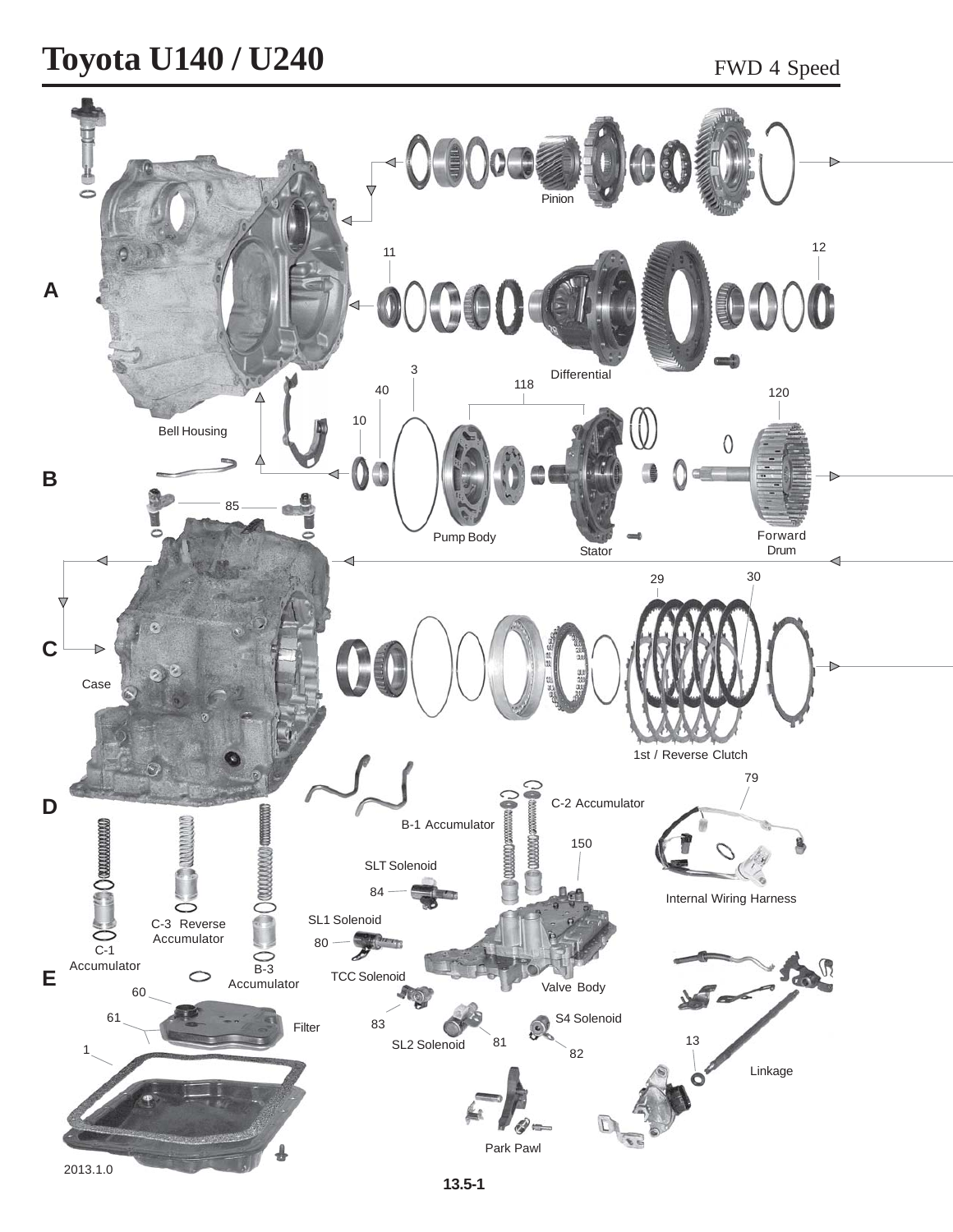# Toyota U140 / U240

FWD 4 Speed

A

Pinion

11

12

Differential

3

118

40

120

10

Bell Housing

B

85

Pump Body

Stator

Forward Drum

29

30

C

Case

1st / Reverse Clutch

79

D

C-2 Accumulator

B-1 Accumulator

150

SLT Solenoid

84

Internal Wiring Harness

SL1 Solenoid

C-3 Reverse Accumulator

80

C-1 Accumulator

B-3 Accumulator

E

TCC Solenoid

Valve Body

60

61

Filter

83

S4 Solenoid

SL2 Solenoid

81

82

13

1

Linkage

Park Pawl

2013.1.0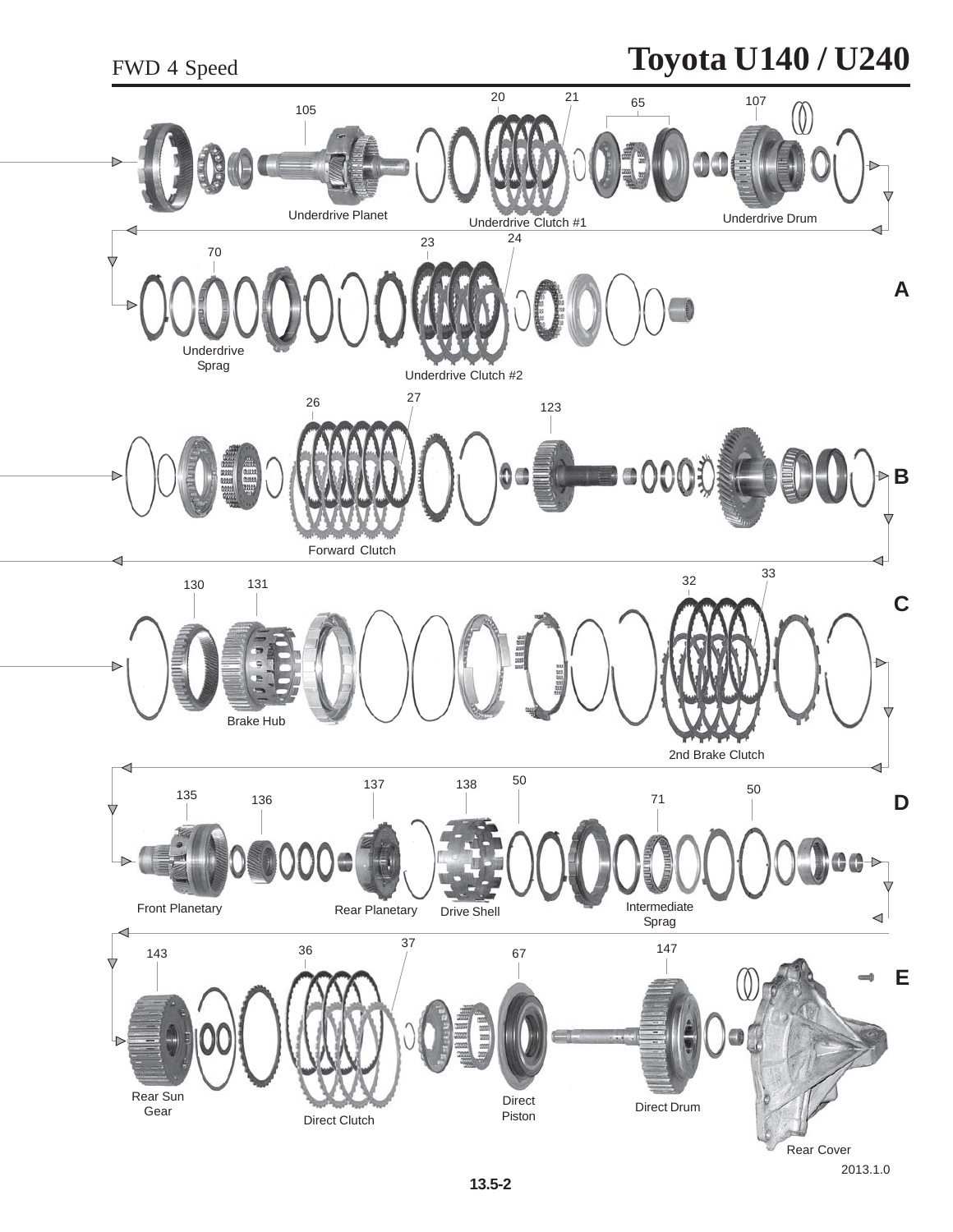FWD 4 Speed

# Toyota U140 / U240

105 20 21 65 107

Underdrive Planet Underdrive Clutch #1 Underdrive Drum

70 23 24

A

Underdrive Sprag

Underdrive Clutch #2

26 27 123

B

Forward Clutch

130 131 32 33

C

Brake Hub

2nd Brake Clutch

135 136 137 138 50 71 50

D

Front Planetary Rear Planetary Drive Shell Intermediate Sprag

143 36 37 67 147

E

Rear Sun Gear

Direct Clutch

Direct Piston

Direct Drum

Rear Cover

2013.1.0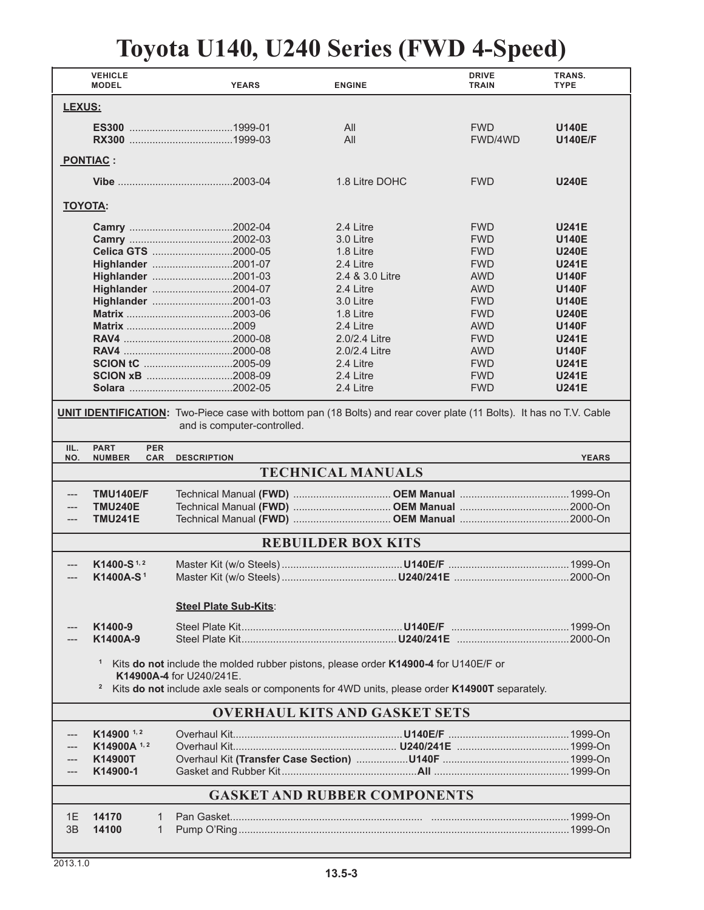# Toyota U140, U240 Series (FWD 4-Speed)

| VEHICLE MODEL | YEARS | ENGINE | DRIVE TRAIN | TRANS. TYPE |
|---|---|---|---|---|
| **LEXUS:** | | | | |
| **ES300** | 1999-01 | All | FWD | **U140E** |
| **RX300** | 1999-03 | All | FWD/4WD | **U140E/F** |
| **PONTIAC:** | | | | |
| **Vibe** | 2003-04 | 1.8 Litre DOHC | FWD | **U240E** |
| **TOYOTA:** | | | | |
| **Camry** | 2002-04 | 2.4 Litre | FWD | **U241E** |
| **Camry** | 2002-03 | 3.0 Litre | FWD | **U140E** |
| **Celica GTS** | 2000-05 | 1.8 Litre | FWD | **U240E** |
| **Highlander** | 2001-07 | 2.4 Litre | FWD | **U241E** |
| **Highlander** | 2001-03 | 2.4 & 3.0 Litre | AWD | **U140F** |
| **Highlander** | 2004-07 | 2.4 Litre | AWD | **U140F** |
| **Highlander** | 2001-03 | 3.0 Litre | FWD | **U140E** |
| **Matrix** | 2003-06 | 1.8 Litre | FWD | **U240E** |
| **Matrix** | 2009 | 2.4 Litre | AWD | **U140F** |
| **RAV4** | 2000-08 | 2.0/2.4 Litre | FWD | **U241E** |
| **RAV4** | 2000-08 | 2.0/2.4 Litre | AWD | **U140F** |
| **SCION tC** | 2005-09 | 2.4 Litre | FWD | **U241E** |
| **SCION xB** | 2008-09 | 2.4 Litre | FWD | **U241E** |
| **Solara** | 2002-05 | 2.4 Litre | FWD | **U241E** |

**UNIT IDENTIFICATION:** Two-Piece case with bottom pan (18 Bolts) and rear cover plate (11 Bolts). It has no T.V. Cable and is computer-controlled.

| ILL. NO. | PART NUMBER | PER CAR | DESCRIPTION | | YEARS |
|---|---|---|---|---|---|
| | | | **TECHNICAL MANUALS** | | |
| --- | **TMU140E/F** | | Technical Manual **(FWD)** | **OEM Manual** | 1999-On |
| --- | **TMU240E** | | Technical Manual **(FWD)** | **OEM Manual** | 2000-On |
| --- | **TMU241E** | | Technical Manual **(FWD)** | **OEM Manual** | 2000-On |
| | | | **REBUILDER BOX KITS** | | |
| --- | **K1400-S** [1,2] | | Master Kit (w/o Steels) | **U140E/F** | 1999-On |
| --- | **K1400A-S** [1] | | Master Kit (w/o Steels) | **U240/241E** | 2000-On |
| | | | **Steel Plate Sub-Kits:** | | |
| --- | **K1400-9** | | Steel Plate Kit | **U140E/F** | 1999-On |
| --- | **K1400A-9** | | Steel Plate Kit | **U240/241E** | 2000-On |

[1] Kits **do not** include the molded rubber pistons, please order **K14900-4** for U140E/F or **K14900A-4** for U240/241E.

[2] Kits **do not** include axle seals or components for 4WD units, please order **K14900T** separately.

| ILL. NO. | PART NUMBER | PER CAR | DESCRIPTION | | YEARS |
|---|---|---|---|---|---|
| | | | **OVERHAUL KITS AND GASKET SETS** | | |
| --- | **K14900** [1,2] | | Overhaul Kit | **U140E/F** | 1999-On |
| --- | **K14900A** [1,2] | | Overhaul Kit | **U240/241E** | 1999-On |
| --- | **K14900T** | | Overhaul Kit **(Transfer Case Section)** | **U140F** | 1999-On |
| --- | **K14900-1** | | Gasket and Rubber Kit | **All** | 1999-On |
| | | | **GASKET AND RUBBER COMPONENTS** | | |
| 1E | **14170** | 1 | Pan Gasket | | 1999-On |
| 3B | **14100** | 1 | Pump O'Ring | | 1999-On |

2013.1.0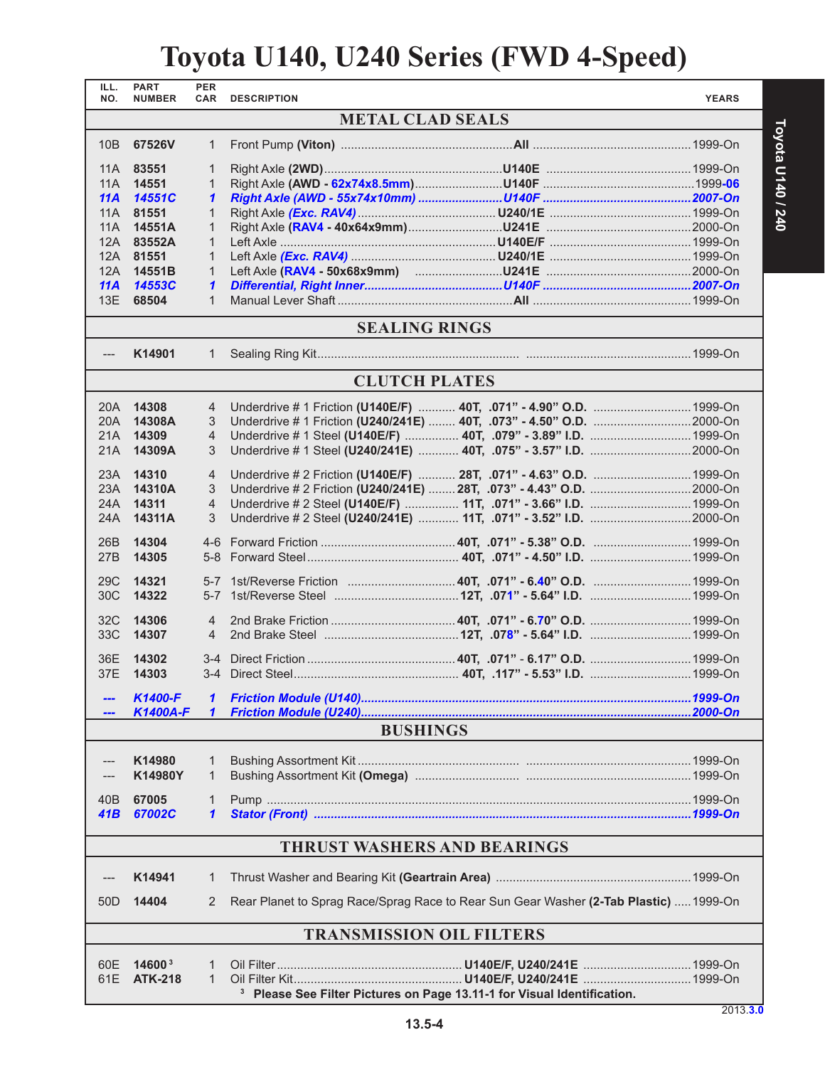# Toyota U140, U240 Series (FWD 4-Speed)

| ILL. NO. | PART NUMBER | PER CAR | DESCRIPTION | | YEARS |
|---|---|---|---|---|---|
| | | | **METAL CLAD SEALS** | | |
| 10B | **67526V** | 1 | Front Pump **(Viton)** | **All** | 1999-On |
| 11A | **83551** | 1 | Right Axle **(2WD)** | **U140E** | 1999-On |
| 11A | **14551** | 1 | Right Axle **(AWD - 62x74x8.5mm)** | **U140F** | 1999-**06** |
| ***11A*** | ***14551C*** | ***1*** | ***Right Axle (AWD - 55x74x10mm)*** | ***U140F*** | ***2007-On*** |
| 11A | **81551** | 1 | Right Axle ***(Exc. RAV4)*** | **U240/1E** | 1999-On |
| 11A | **14551A** | 1 | Right Axle **(RAV4 - 40x64x9mm)** | **U241E** | 2000-On |
| 12A | **83552A** | 1 | Left Axle | **U140E/F** | 1999-On |
| 12A | **81551** | 1 | Left Axle ***(Exc. RAV4)*** | **U240/1E** | 1999-On |
| 12A | **14551B** | 1 | Left Axle **(RAV4 - 50x68x9mm)** | **U241E** | 2000-On |
| ***11A*** | ***14553C*** | ***1*** | ***Differential, Right Inner*** | ***U140F*** | ***2007-On*** |
| 13E | **68504** | 1 | Manual Lever Shaft | **All** | 1999-On |
| | | | **SEALING RINGS** | | |
| --- | **K14901** | 1 | Sealing Ring Kit | | 1999-On |
| | | | **CLUTCH PLATES** | | |
| 20A | **14308** | 4 | Underdrive # 1 Friction **(U140E/F)** | **40T, .071" - 4.90" O.D.** | 1999-On |
| 20A | **14308A** | 3 | Underdrive # 1 Friction **(U240/241E)** | **40T, .073" - 4.50" O.D.** | 2000-On |
| 21A | **14309** | 4 | Underdrive # 1 Steel **(U140E/F)** | **40T, .079" - 3.89" I.D.** | 1999-On |
| 21A | **14309A** | 3 | Underdrive # 1 Steel **(U240/241E)** | **40T, .075" - 3.57" I.D.** | 2000-On |
| 23A | **14310** | 4 | Underdrive # 2 Friction **(U140E/F)** | **28T, .071" - 4.63" O.D.** | 1999-On |
| 23A | **14310A** | 3 | Underdrive # 2 Friction **(U240/241E)** | **28T, .073" - 4.43" O.D.** | 2000-On |
| 24A | **14311** | 4 | Underdrive # 2 Steel **(U140E/F)** | **11T, .071" - 3.66" I.D.** | 1999-On |
| 24A | **14311A** | 3 | Underdrive # 2 Steel **(U240/241E)** | **11T, .071" - 3.52" I.D.** | 2000-On |
| 26B | **14304** | 4-6 | Forward Friction | **40T, .071" - 5.38" O.D.** | 1999-On |
| 27B | **14305** | 5-8 | Forward Steel | **40T, .071" - 4.50" I.D.** | 1999-On |
| 29C | **14321** | 5-7 | 1st/Reverse Friction | **40T, .071" - 6.40" O.D.** | 1999-On |
| 30C | **14322** | 5-7 | 1st/Reverse Steel | **12T, .071" - 5.64" I.D.** | 1999-On |
| 32C | **14306** | 4 | 2nd Brake Friction | **40T, .071" - 6.70" O.D.** | 1999-On |
| 33C | **14307** | 4 | 2nd Brake Steel | **12T, .078" - 5.64" I.D.** | 1999-On |
| 36E | **14302** | 3-4 | Direct Friction | **40T, .071" - 6.17" O.D.** | 1999-On |
| 37E | **14303** | 3-4 | Direct Steel | **40T, .117" - 5.53" I.D.** | 1999-On |
| ***---*** | ***K1400-F*** | ***1*** | ***Friction Module (U140)*** | | ***1999-On*** |
| ***---*** | ***K1400A-F*** | ***1*** | ***Friction Module (U240)*** | | ***2000-On*** |
| | | | **BUSHINGS** | | |
| --- | **K14980** | 1 | Bushing Assortment Kit | | 1999-On |
| --- | **K14980Y** | 1 | Bushing Assortment Kit **(Omega)** | | 1999-On |
| 40B | **67005** | 1 | Pump | | 1999-On |
| ***41B*** | ***67002C*** | ***1*** | ***Stator (Front)*** | | ***1999-On*** |
| | | | **THRUST WASHERS AND BEARINGS** | | |
| --- | **K14941** | 1 | Thrust Washer and Bearing Kit **(Geartrain Area)** | | 1999-On |
| 50D | **14404** | 2 | Rear Planet to Sprag Race/Sprag Race to Rear Sun Gear Washer **(2-Tab Plastic)** | | 1999-On |
| | | | **TRANSMISSION OIL FILTERS** | | |
| 60E | **14600** [3] | 1 | Oil Filter | **U140E/F, U240/241E** | 1999-On |
| 61E | **ATK-218** | 1 | Oil Filter Kit | **U140E/F, U240/241E** | 1999-On |

[3] **Please See Filter Pictures on Page 13.11-1 for Visual Identification.**

2013.**3.0**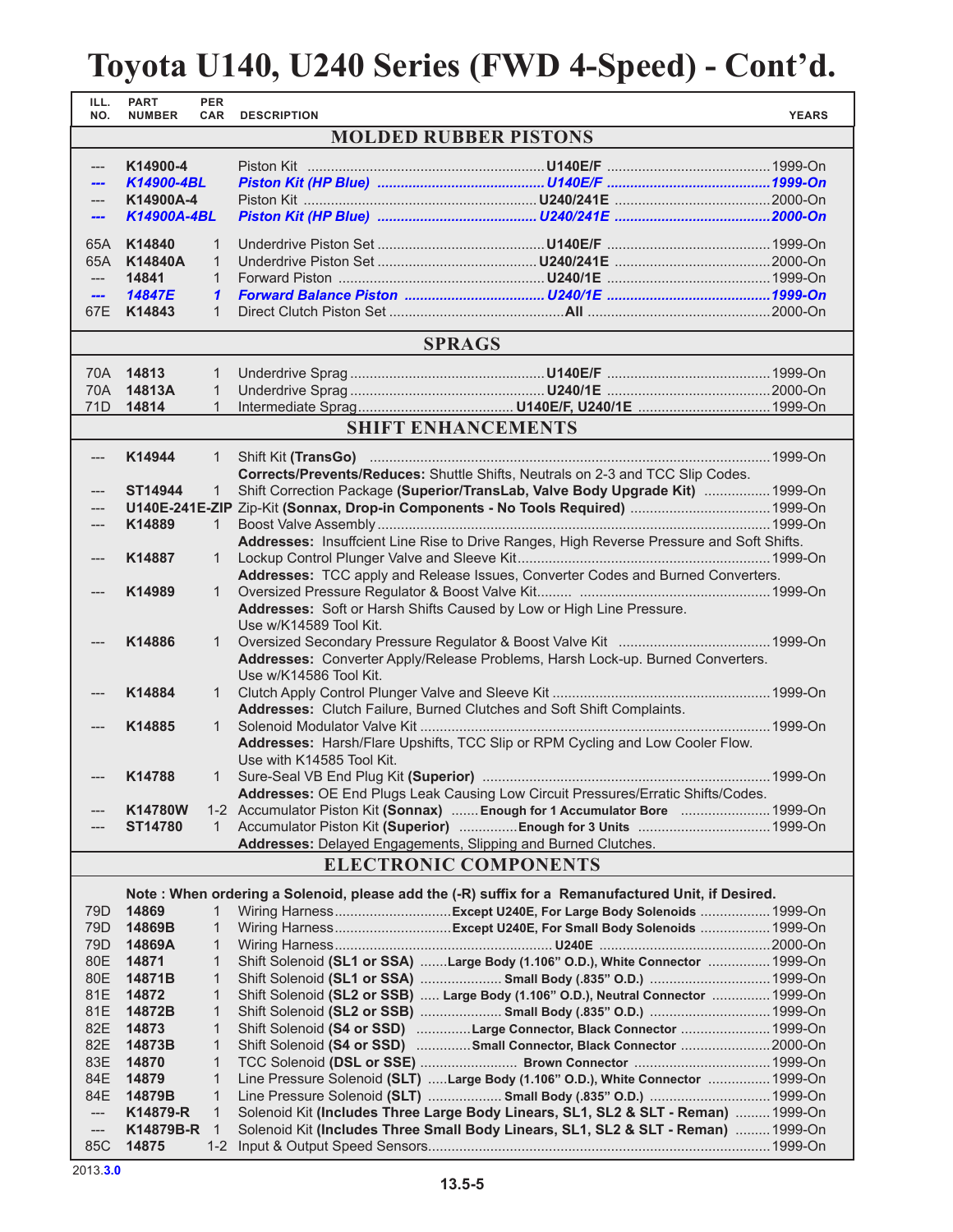# Toyota U140, U240 Series (FWD 4-Speed) - Cont'd.

| ILL. NO. | PART NUMBER | PER CAR | DESCRIPTION | | YEARS |
|---|---|---|---|---|---|
| | | | **MOLDED RUBBER PISTONS** | | |
| --- | **K14900-4** | | Piston Kit | **U140E/F** | 1999-On |
| --- | ***K14900-4BL*** | | ***Piston Kit (HP Blue)*** | ***U140E/F*** | ***1999-On*** |
| --- | **K14900A-4** | | Piston Kit | **U240/241E** | 2000-On |
| --- | ***K14900A-4BL*** | | ***Piston Kit (HP Blue)*** | ***U240/241E*** | ***2000-On*** |
| 65A | **K14840** | 1 | Underdrive Piston Set | **U140E/F** | 1999-On |
| 65A | **K14840A** | 1 | Underdrive Piston Set | **U240/241E** | 2000-On |
| --- | **14841** | 1 | Forward Piston | **U240/1E** | 1999-On |
| --- | ***14847E*** | ***1*** | ***Forward Balance Piston*** | ***U240/1E*** | ***1999-On*** |
| 67E | **K14843** | 1 | Direct Clutch Piston Set | **All** | 2000-On |
| | | | **SPRAGS** | | |
| 70A | **14813** | 1 | Underdrive Sprag | **U140E/F** | 1999-On |
| 70A | **14813A** | 1 | Underdrive Sprag | **U240/1E** | 2000-On |
| 71D | **14814** | 1 | Intermediate Sprag | **U140E/F, U240/1E** | 1999-On |
| | | | **SHIFT ENHANCEMENTS** | | |
| --- | **K14944** | 1 | Shift Kit **(TransGo)**<br>**Corrects/Prevents/Reduces:** Shuttle Shifts, Neutrals on 2-3 and TCC Slip Codes. | | 1999-On |
| --- | **ST14944** | 1 | Shift Correction Package **(Superior/TransLab, Valve Body Upgrade Kit)** | | 1999-On |
| --- | **U140E-241E-ZIP** | | Zip-Kit **(Sonnax, Drop-in Components - No Tools Required)** | | 1999-On |
| --- | **K14889** | 1 | Boost Valve Assembly<br>**Addresses:** Insuffcient Line Rise to Drive Ranges, High Reverse Pressure and Soft Shifts. | | 1999-On |
| --- | **K14887** | 1 | Lockup Control Plunger Valve and Sleeve Kit<br>**Addresses:** TCC apply and Release Issues, Converter Codes and Burned Converters. | | 1999-On |
| --- | **K14989** | 1 | Oversized Pressure Regulator & Boost Valve Kit<br>**Addresses:** Soft or Harsh Shifts Caused by Low or High Line Pressure.<br>Use w/K14589 Tool Kit. | | 1999-On |
| --- | **K14886** | 1 | Oversized Secondary Pressure Regulator & Boost Valve Kit<br>**Addresses:** Converter Apply/Release Problems, Harsh Lock-up. Burned Converters.<br>Use w/K14586 Tool Kit. | | 1999-On |
| --- | **K14884** | 1 | Clutch Apply Control Plunger Valve and Sleeve Kit<br>**Addresses:** Clutch Failure, Burned Clutches and Soft Shift Complaints. | | 1999-On |
| --- | **K14885** | 1 | Solenoid Modulator Valve Kit<br>**Addresses:** Harsh/Flare Upshifts, TCC Slip or RPM Cycling and Low Cooler Flow.<br>Use with K14585 Tool Kit. | | 1999-On |
| --- | **K14788** | 1 | Sure-Seal VB End Plug Kit **(Superior)**<br>**Addresses:** OE End Plugs Leak Causing Low Circuit Pressures/Erratic Shifts/Codes. | | 1999-On |
| --- | **K14780W** | 1-2 | Accumulator Piston Kit **(Sonnax)** | **Enough for 1 Accumulator Bore** | 1999-On |
| --- | **ST14780** | 1 | Accumulator Piston Kit **(Superior)**<br>**Addresses:** Delayed Engagements, Slipping and Burned Clutches. | **Enough for 3 Units** | 1999-On |
| | | | **ELECTRONIC COMPONENTS** | | |
| | | | **Note : When ordering a Solenoid, please add the (-R) suffix for a Remanufactured Unit, if Desired.** | | |
| 79D | **14869** | 1 | Wiring Harness | **Except U240E, For Large Body Solenoids** | 1999-On |
| 79D | **14869B** | 1 | Wiring Harness | **Except U240E, For Small Body Solenoids** | 1999-On |
| 79D | **14869A** | 1 | Wiring Harness | **U240E** | 2000-On |
| 80E | **14871** | 1 | Shift Solenoid **(SL1 or SSA)** | **Large Body (1.106" O.D.), White Connector** | 1999-On |
| 80E | **14871B** | 1 | Shift Solenoid **(SL1 or SSA)** | **Small Body (.835" O.D.)** | 1999-On |
| 81E | **14872** | 1 | Shift Solenoid **(SL2 or SSB)** | **Large Body (1.106" O.D.), Neutral Connector** | 1999-On |
| 81E | **14872B** | 1 | Shift Solenoid **(SL2 or SSB)** | **Small Body (.835" O.D.)** | 1999-On |
| 82E | **14873** | 1 | Shift Solenoid **(S4 or SSD)** | **Large Connector, Black Connector** | 1999-On |
| 82E | **14873B** | 1 | Shift Solenoid **(S4 or SSD)** | **Small Connector, Black Connector** | 2000-On |
| 83E | **14870** | 1 | TCC Solenoid **(DSL or SSE)** | **Brown Connector** | 1999-On |
| 84E | **14879** | 1 | Line Pressure Solenoid **(SLT)** | **Large Body (1.106" O.D.), White Connector** | 1999-On |
| 84E | **14879B** | 1 | Line Pressure Solenoid **(SLT)** | **Small Body (.835" O.D.)** | 1999-On |
| --- | **K14879-R** | 1 | Solenoid Kit **(Includes Three Large Body Linears, SL1, SL2 & SLT - Reman)** | | 1999-On |
| --- | **K14879B-R** | 1 | Solenoid Kit **(Includes Three Small Body Linears, SL1, SL2 & SLT - Reman)** | | 1999-On |
| 85C | **14875** | 1-2 | Input & Output Speed Sensors | | 1999-On |

2013.3.0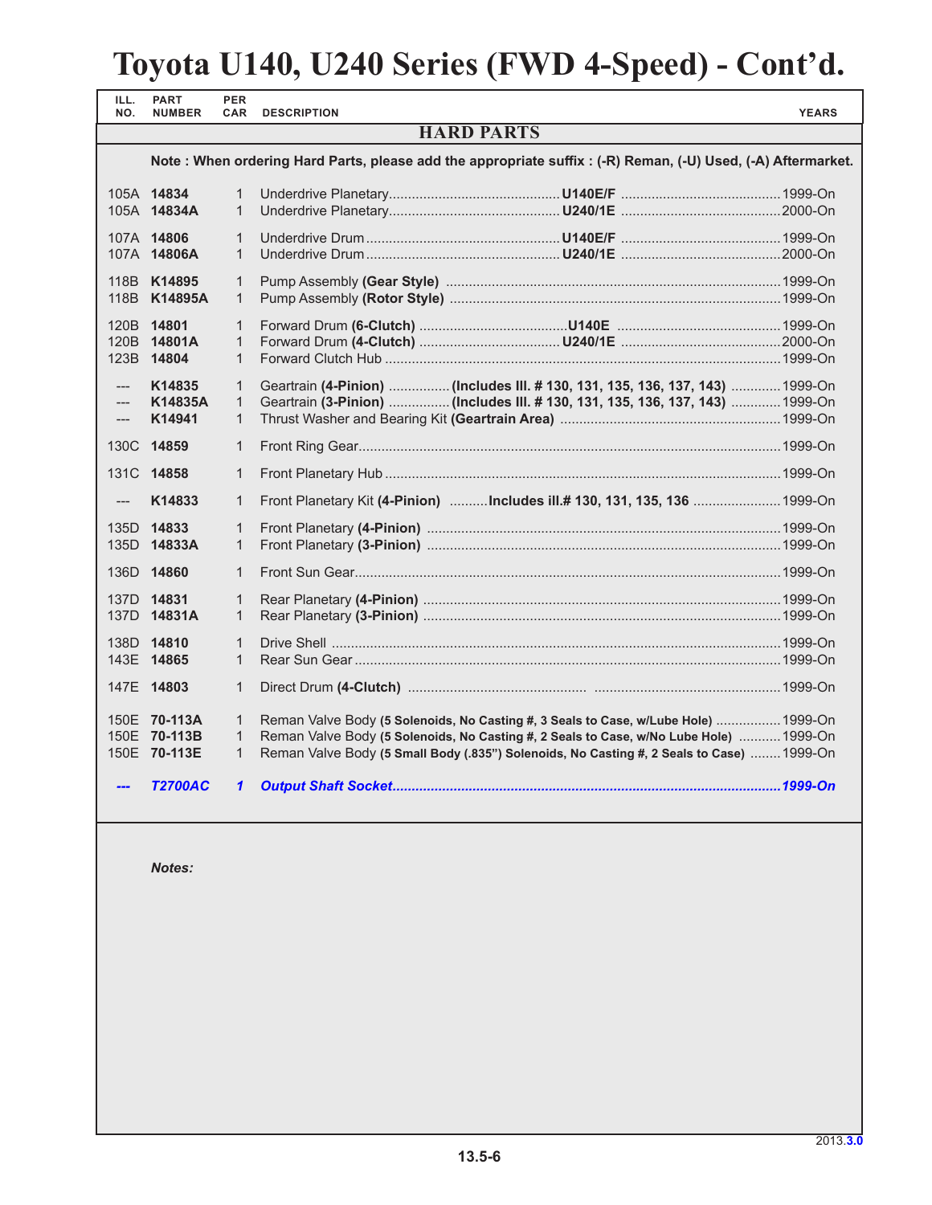# Toyota U140, U240 Series (FWD 4-Speed) - Cont'd.

| ILL. NO. | PART NUMBER | PER CAR | DESCRIPTION | YEARS |
|---|---|---|---|---|
| | | | **HARD PARTS** | |
| | | | **Note : When ordering Hard Parts, please add the appropriate suffix : (-R) Reman, (-U) Used, (-A) Aftermarket.** | |
| 105A | **14834** | 1 | Underdrive Planetary **U140E/F** | 1999-On |
| 105A | **14834A** | 1 | Underdrive Planetary **U240/1E** | 2000-On |
| 107A | **14806** | 1 | Underdrive Drum **U140E/F** | 1999-On |
| 107A | **14806A** | 1 | Underdrive Drum **U240/1E** | 2000-On |
| 118B | **K14895** | 1 | Pump Assembly **(Gear Style)** | 1999-On |
| 118B | **K14895A** | 1 | Pump Assembly **(Rotor Style)** | 1999-On |
| 120B | **14801** | 1 | Forward Drum **(6-Clutch)** **U140E** | 1999-On |
| 120B | **14801A** | 1 | Forward Drum **(4-Clutch)** **U240/1E** | 2000-On |
| 123B | **14804** | 1 | Forward Clutch Hub | 1999-On |
| --- | **K14835** | 1 | Geartrain **(4-Pinion)** **(Includes Ill. # 130, 131, 135, 136, 137, 143)** | 1999-On |
| --- | **K14835A** | 1 | Geartrain **(3-Pinion)** **(Includes Ill. # 130, 131, 135, 136, 137, 143)** | 1999-On |
| --- | **K14941** | 1 | Thrust Washer and Bearing Kit **(Geartrain Area)** | 1999-On |
| 130C | **14859** | 1 | Front Ring Gear | 1999-On |
| 131C | **14858** | 1 | Front Planetary Hub | 1999-On |
| --- | **K14833** | 1 | Front Planetary Kit **(4-Pinion)** **Includes ill.# 130, 131, 135, 136** | 1999-On |
| 135D | **14833** | 1 | Front Planetary **(4-Pinion)** | 1999-On |
| 135D | **14833A** | 1 | Front Planetary **(3-Pinion)** | 1999-On |
| 136D | **14860** | 1 | Front Sun Gear | 1999-On |
| 137D | **14831** | 1 | Rear Planetary **(4-Pinion)** | 1999-On |
| 137D | **14831A** | 1 | Rear Planetary **(3-Pinion)** | 1999-On |
| 138D | **14810** | 1 | Drive Shell | 1999-On |
| 143E | **14865** | 1 | Rear Sun Gear | 1999-On |
| 147E | **14803** | 1 | Direct Drum **(4-Clutch)** | 1999-On |
| 150E | **70-113A** | 1 | Reman Valve Body **(5 Solenoids, No Casting #, 3 Seals to Case, w/Lube Hole)** | 1999-On |
| 150E | **70-113B** | 1 | Reman Valve Body **(5 Solenoids, No Casting #, 2 Seals to Case, w/No Lube Hole)** | 1999-On |
| 150E | **70-113E** | 1 | Reman Valve Body **(5 Small Body (.835") Solenoids, No Casting #, 2 Seals to Case)** | 1999-On |
| *---* | ***T2700AC*** | *1* | *Output Shaft Socket* | *1999-On* |

***Notes:***